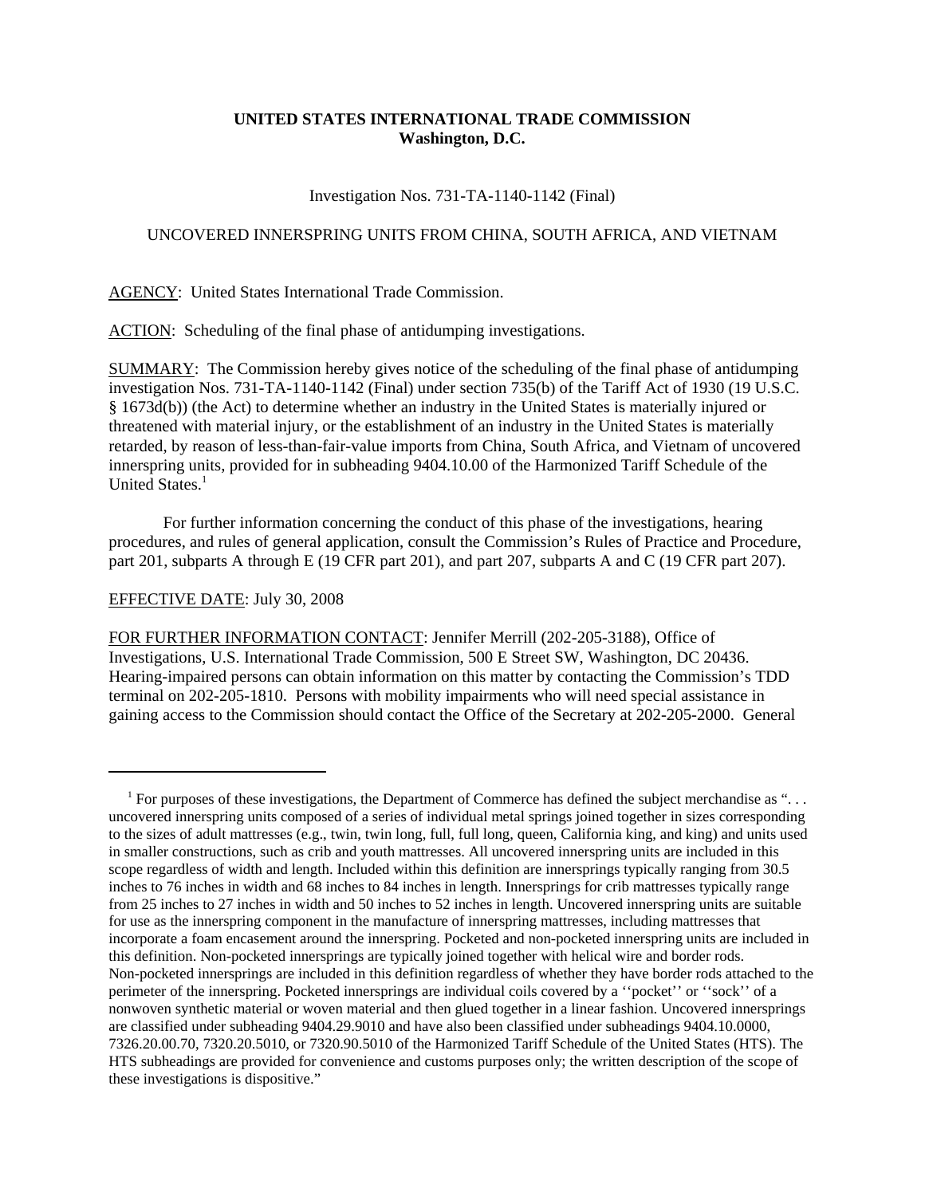**UNITED STATES INTERNATIONAL TRADE COMMISSION**
**Washington, D.C.**

Investigation Nos. 731-TA-1140-1142 (Final)

UNCOVERED INNERSPRING UNITS FROM CHINA, SOUTH AFRICA, AND VIETNAM

AGENCY: United States International Trade Commission.

ACTION: Scheduling of the final phase of antidumping investigations.

SUMMARY: The Commission hereby gives notice of the scheduling of the final phase of antidumping investigation Nos. 731-TA-1140-1142 (Final) under section 735(b) of the Tariff Act of 1930 (19 U.S.C. § 1673d(b)) (the Act) to determine whether an industry in the United States is materially injured or threatened with material injury, or the establishment of an industry in the United States is materially retarded, by reason of less-than-fair-value imports from China, South Africa, and Vietnam of uncovered innerspring units, provided for in subheading 9404.10.00 of the Harmonized Tariff Schedule of the United States.[1]

For further information concerning the conduct of this phase of the investigations, hearing procedures, and rules of general application, consult the Commission's Rules of Practice and Procedure, part 201, subparts A through E (19 CFR part 201), and part 207, subparts A and C (19 CFR part 207).

EFFECTIVE DATE: July 30, 2008

FOR FURTHER INFORMATION CONTACT: Jennifer Merrill (202-205-3188), Office of Investigations, U.S. International Trade Commission, 500 E Street SW, Washington, DC 20436. Hearing-impaired persons can obtain information on this matter by contacting the Commission's TDD terminal on 202-205-1810. Persons with mobility impairments who will need special assistance in gaining access to the Commission should contact the Office of the Secretary at 202-205-2000. General

---

[1] For purposes of these investigations, the Department of Commerce has defined the subject merchandise as ". . . uncovered innerspring units composed of a series of individual metal springs joined together in sizes corresponding to the sizes of adult mattresses (e.g., twin, twin long, full, full long, queen, California king, and king) and units used in smaller constructions, such as crib and youth mattresses. All uncovered innerspring units are included in this scope regardless of width and length. Included within this definition are innersprings typically ranging from 30.5 inches to 76 inches in width and 68 inches to 84 inches in length. Innersprings for crib mattresses typically range from 25 inches to 27 inches in width and 50 inches to 52 inches in length. Uncovered innerspring units are suitable for use as the innerspring component in the manufacture of innerspring mattresses, including mattresses that incorporate a foam encasement around the innerspring. Pocketed and non-pocketed innerspring units are included in this definition. Non-pocketed innersprings are typically joined together with helical wire and border rods. Non-pocketed innersprings are included in this definition regardless of whether they have border rods attached to the perimeter of the innerspring. Pocketed innersprings are individual coils covered by a ''pocket'' or ''sock'' of a nonwoven synthetic material or woven material and then glued together in a linear fashion. Uncovered innersprings are classified under subheading 9404.29.9010 and have also been classified under subheadings 9404.10.0000, 7326.20.00.70, 7320.20.5010, or 7320.90.5010 of the Harmonized Tariff Schedule of the United States (HTS). The HTS subheadings are provided for convenience and customs purposes only; the written description of the scope of these investigations is dispositive."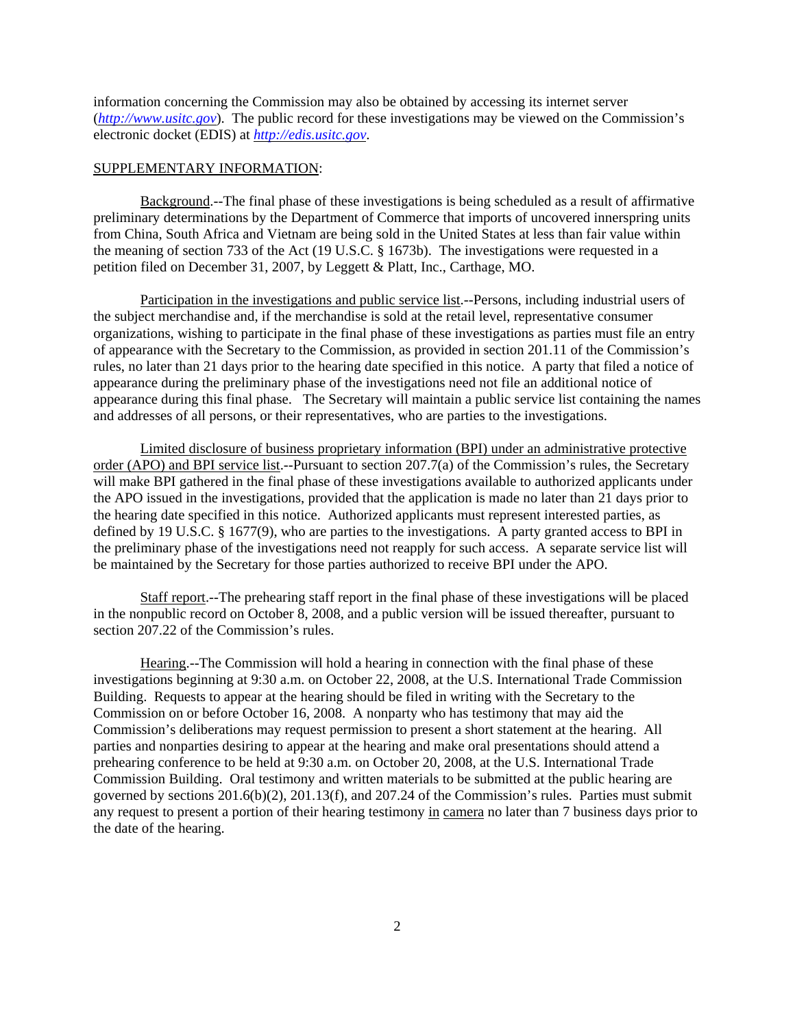information concerning the Commission may also be obtained by accessing its internet server (*http://www.usitc.gov*). The public record for these investigations may be viewed on the Commission's electronic docket (EDIS) at *http://edis.usitc.gov*.

SUPPLEMENTARY INFORMATION:

Background.--The final phase of these investigations is being scheduled as a result of affirmative preliminary determinations by the Department of Commerce that imports of uncovered innerspring units from China, South Africa and Vietnam are being sold in the United States at less than fair value within the meaning of section 733 of the Act (19 U.S.C. § 1673b). The investigations were requested in a petition filed on December 31, 2007, by Leggett & Platt, Inc., Carthage, MO.

Participation in the investigations and public service list.--Persons, including industrial users of the subject merchandise and, if the merchandise is sold at the retail level, representative consumer organizations, wishing to participate in the final phase of these investigations as parties must file an entry of appearance with the Secretary to the Commission, as provided in section 201.11 of the Commission's rules, no later than 21 days prior to the hearing date specified in this notice. A party that filed a notice of appearance during the preliminary phase of the investigations need not file an additional notice of appearance during this final phase. The Secretary will maintain a public service list containing the names and addresses of all persons, or their representatives, who are parties to the investigations.

Limited disclosure of business proprietary information (BPI) under an administrative protective order (APO) and BPI service list.--Pursuant to section 207.7(a) of the Commission's rules, the Secretary will make BPI gathered in the final phase of these investigations available to authorized applicants under the APO issued in the investigations, provided that the application is made no later than 21 days prior to the hearing date specified in this notice. Authorized applicants must represent interested parties, as defined by 19 U.S.C. § 1677(9), who are parties to the investigations. A party granted access to BPI in the preliminary phase of the investigations need not reapply for such access. A separate service list will be maintained by the Secretary for those parties authorized to receive BPI under the APO.

Staff report.--The prehearing staff report in the final phase of these investigations will be placed in the nonpublic record on October 8, 2008, and a public version will be issued thereafter, pursuant to section 207.22 of the Commission's rules.

Hearing.--The Commission will hold a hearing in connection with the final phase of these investigations beginning at 9:30 a.m. on October 22, 2008, at the U.S. International Trade Commission Building. Requests to appear at the hearing should be filed in writing with the Secretary to the Commission on or before October 16, 2008. A nonparty who has testimony that may aid the Commission's deliberations may request permission to present a short statement at the hearing. All parties and nonparties desiring to appear at the hearing and make oral presentations should attend a prehearing conference to be held at 9:30 a.m. on October 20, 2008, at the U.S. International Trade Commission Building. Oral testimony and written materials to be submitted at the public hearing are governed by sections 201.6(b)(2), 201.13(f), and 207.24 of the Commission's rules. Parties must submit any request to present a portion of their hearing testimony in camera no later than 7 business days prior to the date of the hearing.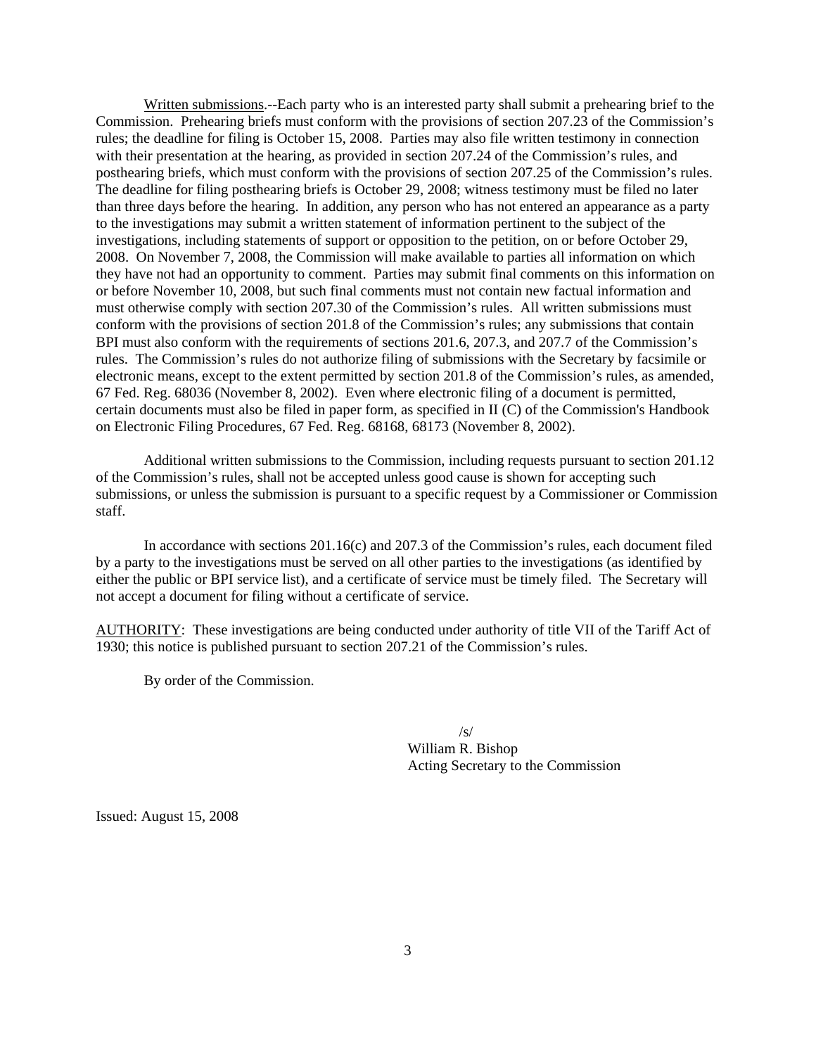<u>Written submissions</u>.--Each party who is an interested party shall submit a prehearing brief to the Commission. Prehearing briefs must conform with the provisions of section 207.23 of the Commission's rules; the deadline for filing is October 15, 2008. Parties may also file written testimony in connection with their presentation at the hearing, as provided in section 207.24 of the Commission's rules, and posthearing briefs, which must conform with the provisions of section 207.25 of the Commission's rules. The deadline for filing posthearing briefs is October 29, 2008; witness testimony must be filed no later than three days before the hearing. In addition, any person who has not entered an appearance as a party to the investigations may submit a written statement of information pertinent to the subject of the investigations, including statements of support or opposition to the petition, on or before October 29, 2008. On November 7, 2008, the Commission will make available to parties all information on which they have not had an opportunity to comment. Parties may submit final comments on this information on or before November 10, 2008, but such final comments must not contain new factual information and must otherwise comply with section 207.30 of the Commission's rules. All written submissions must conform with the provisions of section 201.8 of the Commission's rules; any submissions that contain BPI must also conform with the requirements of sections 201.6, 207.3, and 207.7 of the Commission's rules. The Commission's rules do not authorize filing of submissions with the Secretary by facsimile or electronic means, except to the extent permitted by section 201.8 of the Commission's rules, as amended, 67 Fed. Reg. 68036 (November 8, 2002). Even where electronic filing of a document is permitted, certain documents must also be filed in paper form, as specified in II (C) of the Commission's Handbook on Electronic Filing Procedures, 67 Fed. Reg. 68168, 68173 (November 8, 2002).

Additional written submissions to the Commission, including requests pursuant to section 201.12 of the Commission's rules, shall not be accepted unless good cause is shown for accepting such submissions, or unless the submission is pursuant to a specific request by a Commissioner or Commission staff.

In accordance with sections 201.16(c) and 207.3 of the Commission's rules, each document filed by a party to the investigations must be served on all other parties to the investigations (as identified by either the public or BPI service list), and a certificate of service must be timely filed. The Secretary will not accept a document for filing without a certificate of service.

<u>AUTHORITY</u>: These investigations are being conducted under authority of title VII of the Tariff Act of 1930; this notice is published pursuant to section 207.21 of the Commission's rules.

By order of the Commission.

/s/
William R. Bishop
Acting Secretary to the Commission

Issued: August 15, 2008